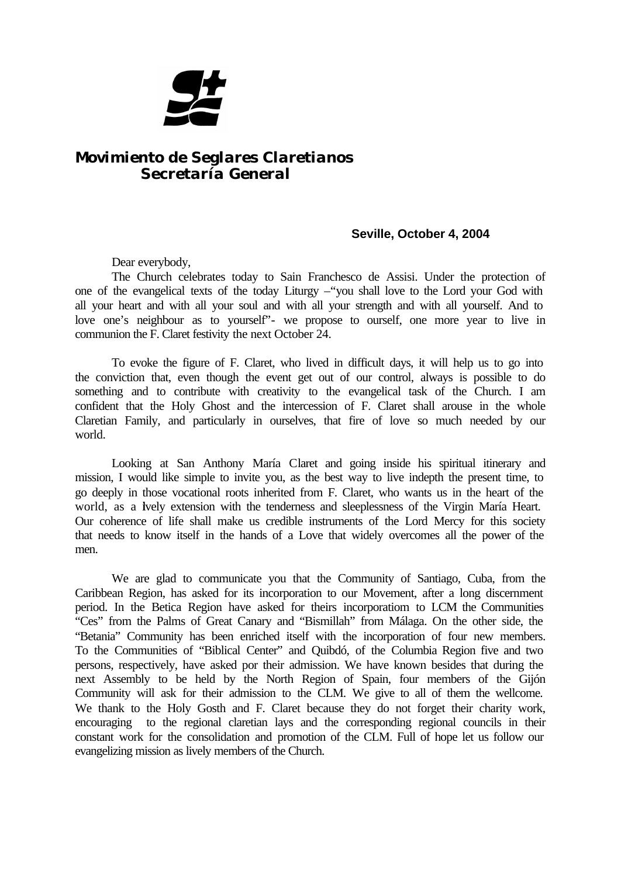**Movimiento de Seglares Claretianos**
**Secretaría General**

**Seville, October 4, 2004**

Dear everybody,

The Church celebrates today to Sain Franchesco de Assisi. Under the protection of one of the evangelical texts of the today Liturgy –"you shall love to the Lord your God with all your heart and with all your soul and with all your strength and with all yourself. And to love one's neighbour as to yourself"- we propose to ourself, one more year to live in communion the F. Claret festivity the next October 24.

To evoke the figure of F. Claret, who lived in difficult days, it will help us to go into the conviction that, even though the event get out of our control, always is possible to do something and to contribute with creativity to the evangelical task of the Church. I am confident that the Holy Ghost and the intercession of F. Claret shall arouse in the whole Claretian Family, and particularly in ourselves, that fire of love so much needed by our world.

Looking at San Anthony María Claret and going inside his spiritual itinerary and mission, I would like simple to invite you, as the best way to live indepth the present time, to go deeply in those vocational roots inherited from F. Claret, who wants us in the heart of the world, as a lively extension with the tenderness and sleeplessness of the Virgin María Heart. Our coherence of life shall make us credible instruments of the Lord Mercy for this society that needs to know itself in the hands of a Love that widely overcomes all the power of the men.

We are glad to communicate you that the Community of Santiago, Cuba, from the Caribbean Region, has asked for its incorporation to our Movement, after a long discernment period. In the Betica Region have asked for theirs incorporatiom to LCM the Communities "Ces" from the Palms of Great Canary and "Bismillah" from Málaga. On the other side, the "Betania" Community has been enriched itself with the incorporation of four new members. To the Communities of "Biblical Center" and Quibdó, of the Columbia Region five and two persons, respectively, have asked por their admission. We have known besides that during the next Assembly to be held by the North Region of Spain, four members of the Gijón Community will ask for their admission to the CLM. We give to all of them the wellcome. We thank to the Holy Gosth and F. Claret because they do not forget their charity work, encouraging to the regional claretian lays and the corresponding regional councils in their constant work for the consolidation and promotion of the CLM. Full of hope let us follow our evangelizing mission as lively members of the Church.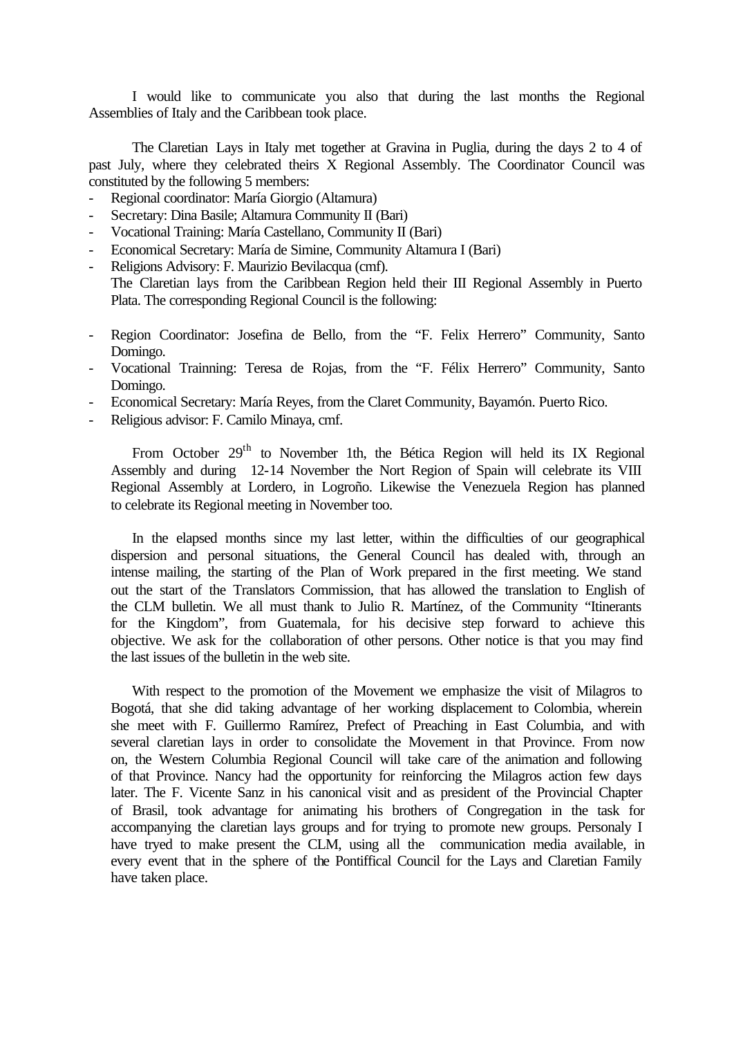I would like to communicate you also that during the last months the Regional Assemblies of Italy and the Caribbean took place.

The Claretian Lays in Italy met together at Gravina in Puglia, during the days 2 to 4 of past July, where they celebrated theirs X Regional Assembly. The Coordinator Council was constituted by the following 5 members:

- Regional coordinator: María Giorgio (Altamura)
- Secretary: Dina Basile; Altamura Community II (Bari)
- Vocational Training: María Castellano, Community II (Bari)
- Economical Secretary: María de Simine, Community Altamura I (Bari)
- Religions Advisory: F. Maurizio Bevilacqua (cmf).

The Claretian lays from the Caribbean Region held their III Regional Assembly in Puerto Plata. The corresponding Regional Council is the following:

- Region Coordinator: Josefina de Bello, from the "F. Felix Herrero" Community, Santo Domingo.
- Vocational Trainning: Teresa de Rojas, from the "F. Félix Herrero" Community, Santo Domingo.
- Economical Secretary: María Reyes, from the Claret Community, Bayamón. Puerto Rico.
- Religious advisor: F. Camilo Minaya, cmf.

From October 29th to November 1th, the Bética Region will held its IX Regional Assembly and during 12-14 November the Nort Region of Spain will celebrate its VIII Regional Assembly at Lordero, in Logroño. Likewise the Venezuela Region has planned to celebrate its Regional meeting in November too.

In the elapsed months since my last letter, within the difficulties of our geographical dispersion and personal situations, the General Council has dealed with, through an intense mailing, the starting of the Plan of Work prepared in the first meeting. We stand out the start of the Translators Commission, that has allowed the translation to English of the CLM bulletin. We all must thank to Julio R. Martínez, of the Community "Itinerants for the Kingdom", from Guatemala, for his decisive step forward to achieve this objective. We ask for the collaboration of other persons. Other notice is that you may find the last issues of the bulletin in the web site.

With respect to the promotion of the Movement we emphasize the visit of Milagros to Bogotá, that she did taking advantage of her working displacement to Colombia, wherein she meet with F. Guillermo Ramírez, Prefect of Preaching in East Columbia, and with several claretian lays in order to consolidate the Movement in that Province. From now on, the Western Columbia Regional Council will take care of the animation and following of that Province. Nancy had the opportunity for reinforcing the Milagros action few days later. The F. Vicente Sanz in his canonical visit and as president of the Provincial Chapter of Brasil, took advantage for animating his brothers of Congregation in the task for accompanying the claretian lays groups and for trying to promote new groups. Personaly I have tryed to make present the CLM, using all the communication media available, in every event that in the sphere of the Pontiffical Council for the Lays and Claretian Family have taken place.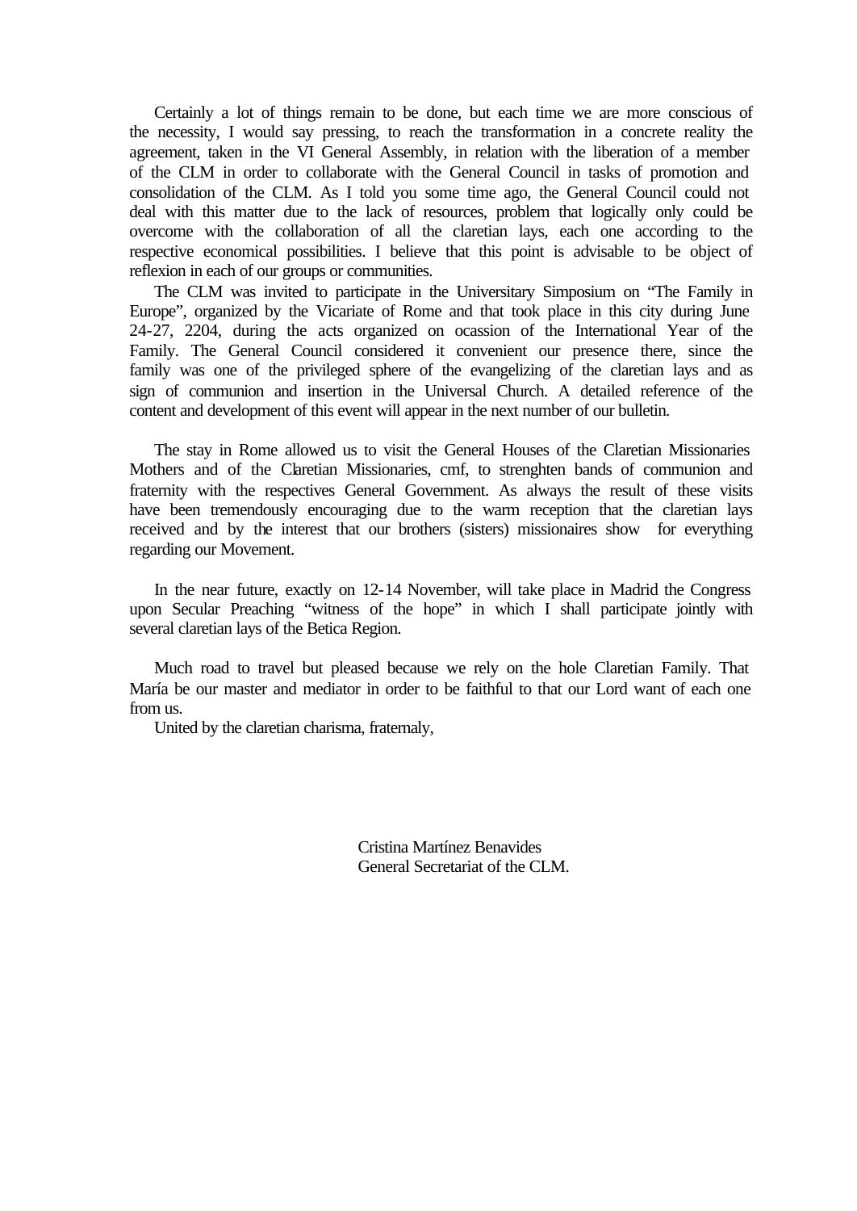Certainly a lot of things remain to be done, but each time we are more conscious of the necessity, I would say pressing, to reach the transformation in a concrete reality the agreement, taken in the VI General Assembly, in relation with the liberation of a member of the CLM in order to collaborate with the General Council in tasks of promotion and consolidation of the CLM. As I told you some time ago, the General Council could not deal with this matter due to the lack of resources, problem that logically only could be overcome with the collaboration of all the claretian lays, each one according to the respective economical possibilities. I believe that this point is advisable to be object of reflexion in each of our groups or communities.

The CLM was invited to participate in the Universitary Simposium on "The Family in Europe", organized by the Vicariate of Rome and that took place in this city during June 24-27, 2204, during the acts organized on ocassion of the International Year of the Family. The General Council considered it convenient our presence there, since the family was one of the privileged sphere of the evangelizing of the claretian lays and as sign of communion and insertion in the Universal Church. A detailed reference of the content and development of this event will appear in the next number of our bulletin.

The stay in Rome allowed us to visit the General Houses of the Claretian Missionaries Mothers and of the Claretian Missionaries, cmf, to strenghten bands of communion and fraternity with the respectives General Government. As always the result of these visits have been tremendously encouraging due to the warm reception that the claretian lays received and by the interest that our brothers (sisters) missionaires show for everything regarding our Movement.

In the near future, exactly on 12-14 November, will take place in Madrid the Congress upon Secular Preaching "witness of the hope" in which I shall participate jointly with several claretian lays of the Betica Region.

Much road to travel but pleased because we rely on the hole Claretian Family. That María be our master and mediator in order to be faithful to that our Lord want of each one from us.

United by the claretian charisma, fraternaly,

Cristina Martínez Benavides
General Secretariat of the CLM.